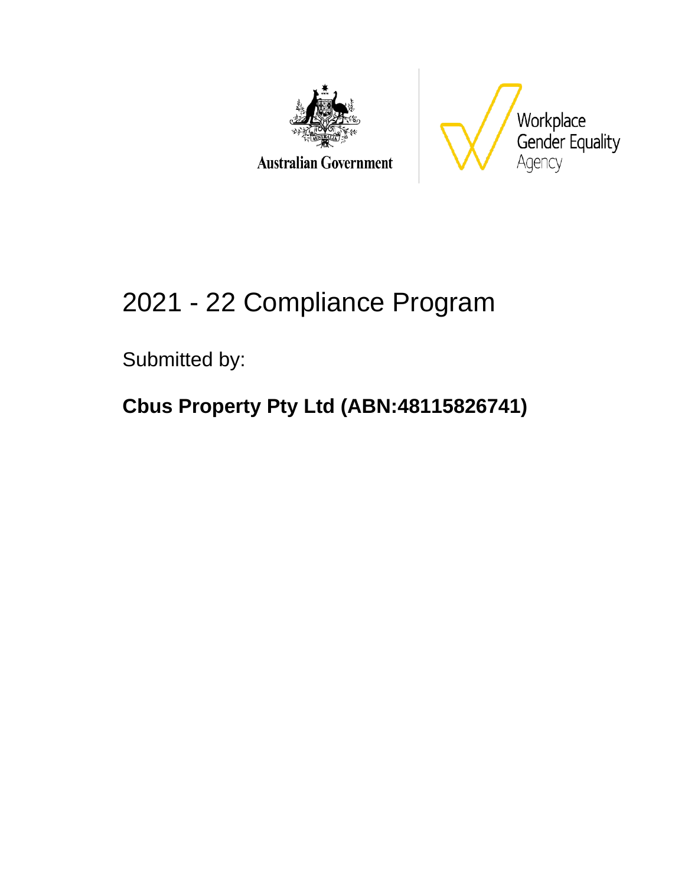Australian Government

Workplace Gender Equality Agency

# 2021 - 22 Compliance Program

Submitted by:

**Cbus Property Pty Ltd (ABN:48115826741)**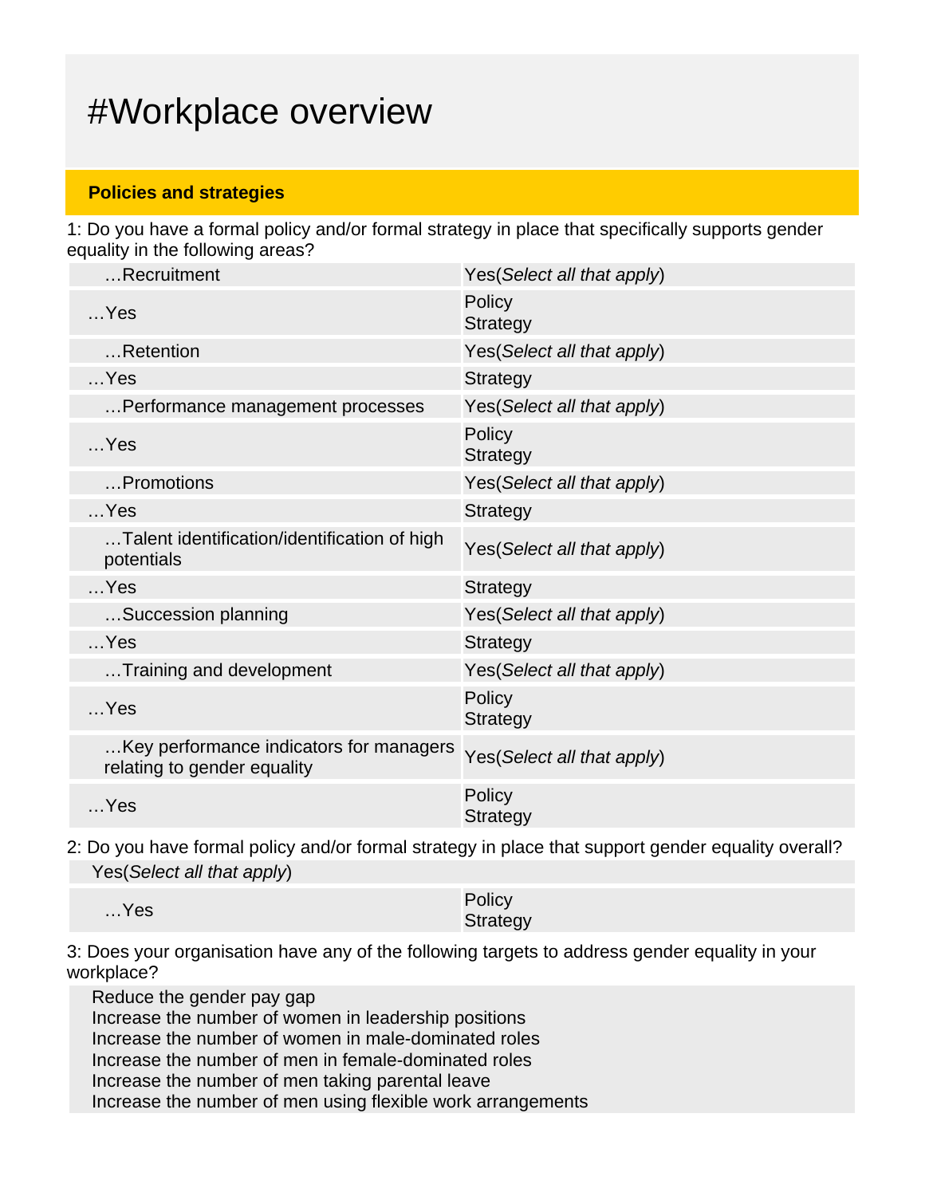# #Workplace overview

## Policies and strategies

1: Do you have a formal policy and/or formal strategy in place that specifically supports gender equality in the following areas?

| | |
|---|---|
| …Recruitment | Yes(*Select all that apply*) |
| …Yes | Policy<br>Strategy |
| …Retention | Yes(*Select all that apply*) |
| …Yes | Strategy |
| …Performance management processes | Yes(*Select all that apply*) |
| …Yes | Policy<br>Strategy |
| …Promotions | Yes(*Select all that apply*) |
| …Yes | Strategy |
| …Talent identification/identification of high potentials | Yes(*Select all that apply*) |
| …Yes | Strategy |
| …Succession planning | Yes(*Select all that apply*) |
| …Yes | Strategy |
| …Training and development | Yes(*Select all that apply*) |
| …Yes | Policy<br>Strategy |
| …Key performance indicators for managers relating to gender equality | Yes(*Select all that apply*) |
| …Yes | Policy<br>Strategy |

2: Do you have formal policy and/or formal strategy in place that support gender equality overall?

| | |
|---|---|
| Yes(*Select all that apply*) | |
| …Yes | Policy<br>Strategy |

3: Does your organisation have any of the following targets to address gender equality in your workplace?

Reduce the gender pay gap
Increase the number of women in leadership positions
Increase the number of women in male-dominated roles
Increase the number of men in female-dominated roles
Increase the number of men taking parental leave
Increase the number of men using flexible work arrangements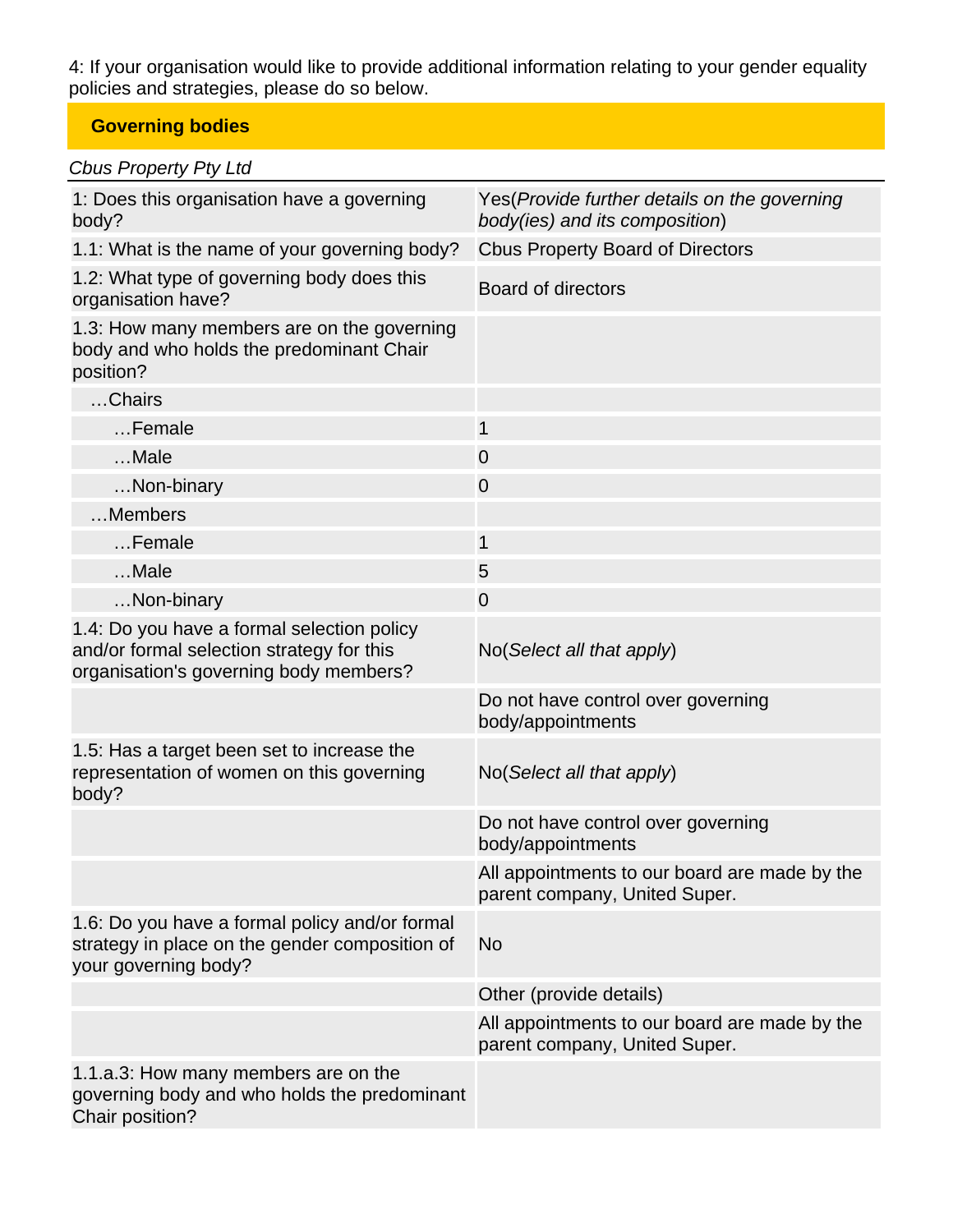4: If your organisation would like to provide additional information relating to your gender equality policies and strategies, please do so below.

## Governing bodies

*Cbus Property Pty Ltd*

| | |
|---|---|
| 1: Does this organisation have a governing body? | Yes(*Provide further details on the governing body(ies) and its composition*) |
| 1.1: What is the name of your governing body? | Cbus Property Board of Directors |
| 1.2: What type of governing body does this organisation have? | Board of directors |
| 1.3: How many members are on the governing body and who holds the predominant Chair position? | |
| …Chairs | |
| …Female | 1 |
| …Male | 0 |
| …Non-binary | 0 |
| …Members | |
| …Female | 1 |
| …Male | 5 |
| …Non-binary | 0 |
| 1.4: Do you have a formal selection policy and/or formal selection strategy for this organisation's governing body members? | No(*Select all that apply*) |
| | Do not have control over governing body/appointments |
| 1.5: Has a target been set to increase the representation of women on this governing body? | No(*Select all that apply*) |
| | Do not have control over governing body/appointments |
| | All appointments to our board are made by the parent company, United Super. |
| 1.6: Do you have a formal policy and/or formal strategy in place on the gender composition of your governing body? | No |
| | Other (provide details) |
| | All appointments to our board are made by the parent company, United Super. |
| 1.1.a.3: How many members are on the governing body and who holds the predominant Chair position? | |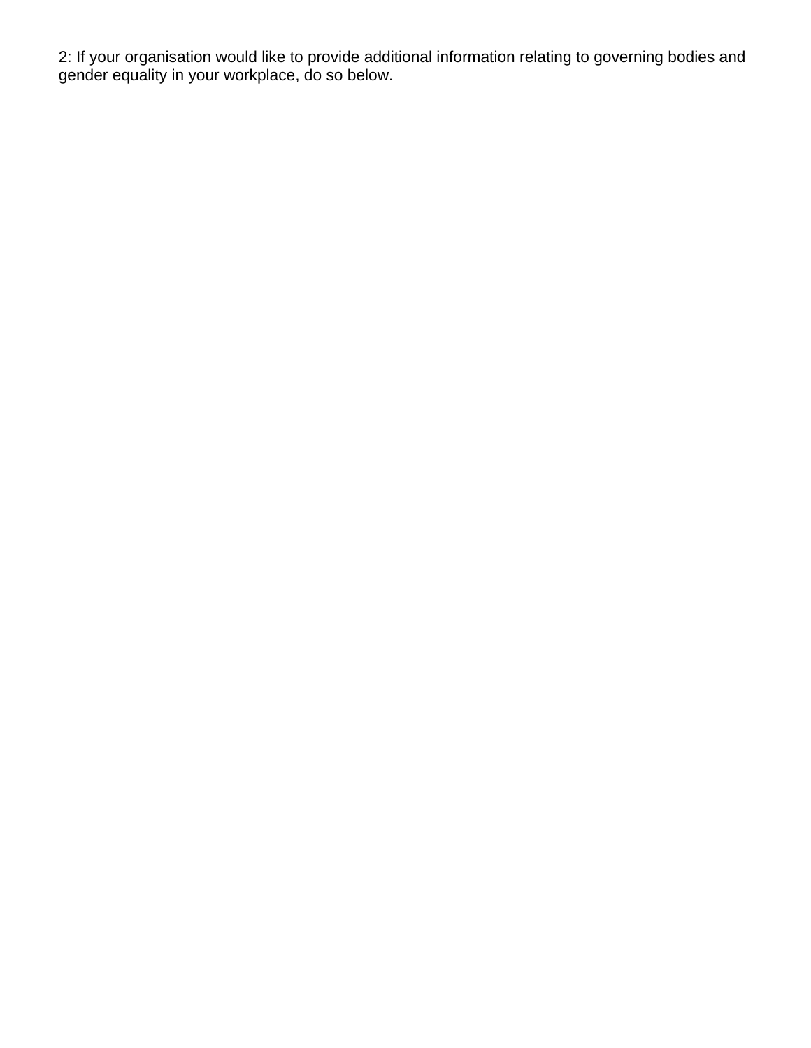2: If your organisation would like to provide additional information relating to governing bodies and gender equality in your workplace, do so below.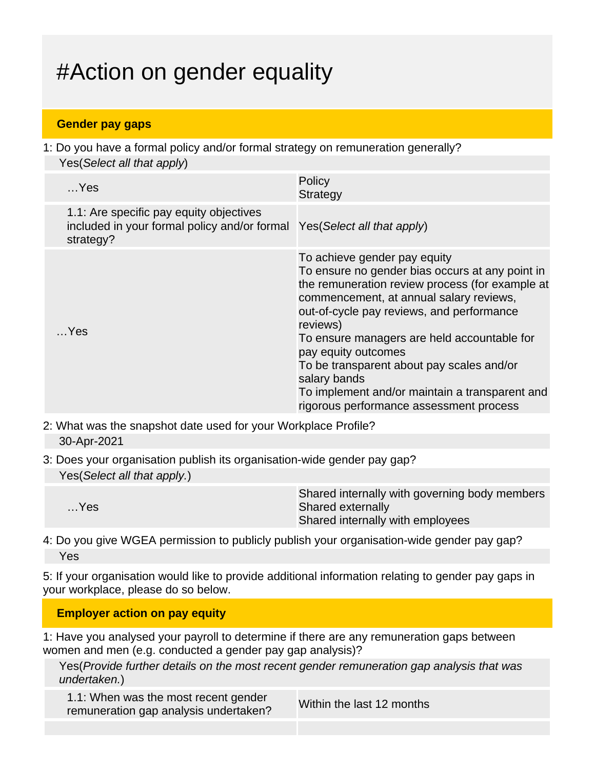# #Action on gender equality

## Gender pay gaps

1: Do you have a formal policy and/or formal strategy on remuneration generally?

Yes(*Select all that apply*)

| | |
|---|---|
| …Yes | Policy<br>Strategy |
| 1.1: Are specific pay equity objectives included in your formal policy and/or formal strategy? | Yes(*Select all that apply*) |
| …Yes | To achieve gender pay equity<br>To ensure no gender bias occurs at any point in the remuneration review process (for example at commencement, at annual salary reviews, out-of-cycle pay reviews, and performance reviews)<br>To ensure managers are held accountable for pay equity outcomes<br>To be transparent about pay scales and/or salary bands<br>To implement and/or maintain a transparent and rigorous performance assessment process |

2: What was the snapshot date used for your Workplace Profile?

30-Apr-2021

3: Does your organisation publish its organisation-wide gender pay gap?

Yes(*Select all that apply.*)

| | |
|---|---|
| …Yes | Shared internally with governing body members<br>Shared externally<br>Shared internally with employees |

4: Do you give WGEA permission to publicly publish your organisation-wide gender pay gap?

Yes

5: If your organisation would like to provide additional information relating to gender pay gaps in your workplace, please do so below.

## Employer action on pay equity

1: Have you analysed your payroll to determine if there are any remuneration gaps between women and men (e.g. conducted a gender pay gap analysis)?

Yes(*Provide further details on the most recent gender remuneration gap analysis that was undertaken.*)

| | |
|---|---|
| 1.1: When was the most recent gender remuneration gap analysis undertaken? | Within the last 12 months |
| | |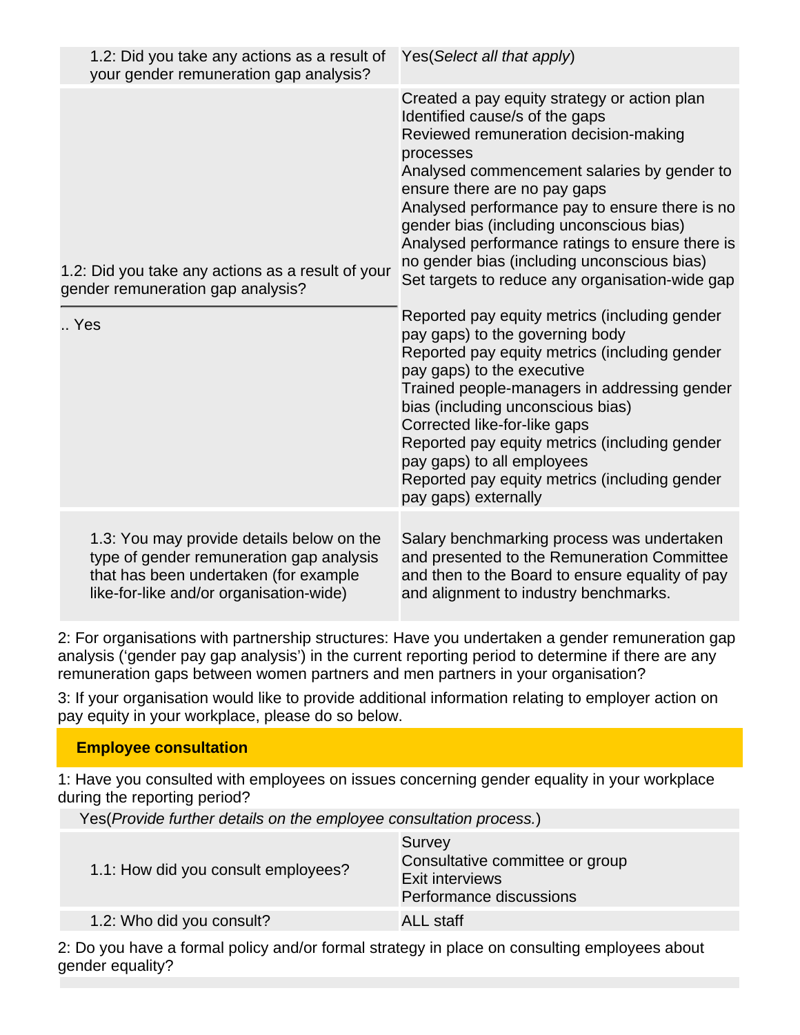| | |
|---|---|
| 1.2: Did you take any actions as a result of your gender remuneration gap analysis? | Yes(*Select all that apply*) |
| 1.2: Did you take any actions as a result of your gender remuneration gap analysis?<br>.. Yes | Created a pay equity strategy or action plan<br>Identified cause/s of the gaps<br>Reviewed remuneration decision-making processes<br>Analysed commencement salaries by gender to ensure there are no pay gaps<br>Analysed performance pay to ensure there is no gender bias (including unconscious bias)<br>Analysed performance ratings to ensure there is no gender bias (including unconscious bias)<br>Set targets to reduce any organisation-wide gap<br><br>Reported pay equity metrics (including gender pay gaps) to the governing body<br>Reported pay equity metrics (including gender pay gaps) to the executive<br>Trained people-managers in addressing gender bias (including unconscious bias)<br>Corrected like-for-like gaps<br>Reported pay equity metrics (including gender pay gaps) to all employees<br>Reported pay equity metrics (including gender pay gaps) externally |
| 1.3: You may provide details below on the type of gender remuneration gap analysis that has been undertaken (for example like-for-like and/or organisation-wide) | Salary benchmarking process was undertaken and presented to the Remuneration Committee and then to the Board to ensure equality of pay and alignment to industry benchmarks. |

2: For organisations with partnership structures: Have you undertaken a gender remuneration gap analysis ('gender pay gap analysis') in the current reporting period to determine if there are any remuneration gaps between women partners and men partners in your organisation?

3: If your organisation would like to provide additional information relating to employer action on pay equity in your workplace, please do so below.

## Employee consultation

1: Have you consulted with employees on issues concerning gender equality in your workplace during the reporting period?

Yes(*Provide further details on the employee consultation process.*)

| | |
|---|---|
| 1.1: How did you consult employees? | Survey<br>Consultative committe or group<br>Exit interviews<br>Performance discussions |
| 1.2: Who did you consult? | ALL staff |

2: Do you have a formal policy and/or formal strategy in place on consulting employees about gender equality?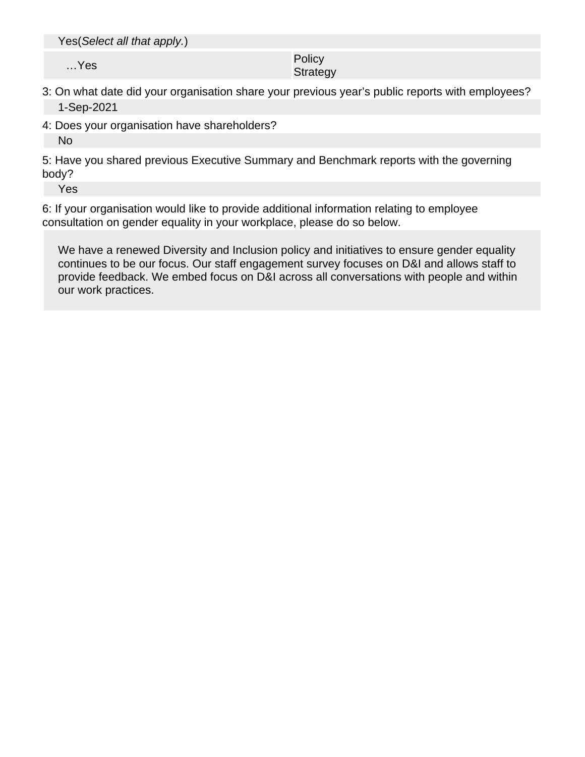Yes(*Select all that apply.*)

| …Yes | Policy<br>Strategy |
|---|---|

3: On what date did your organisation share your previous year's public reports with employees?

1-Sep-2021

4: Does your organisation have shareholders?

No

5: Have you shared previous Executive Summary and Benchmark reports with the governing body?

Yes

6: If your organisation would like to provide additional information relating to employee consultation on gender equality in your workplace, please do so below.

We have a renewed Diversity and Inclusion policy and initiatives to ensure gender equality continues to be our focus. Our staff engagement survey focuses on D&I and allows staff to provide feedback. We embed focus on D&I across all conversations with people and within our work practices.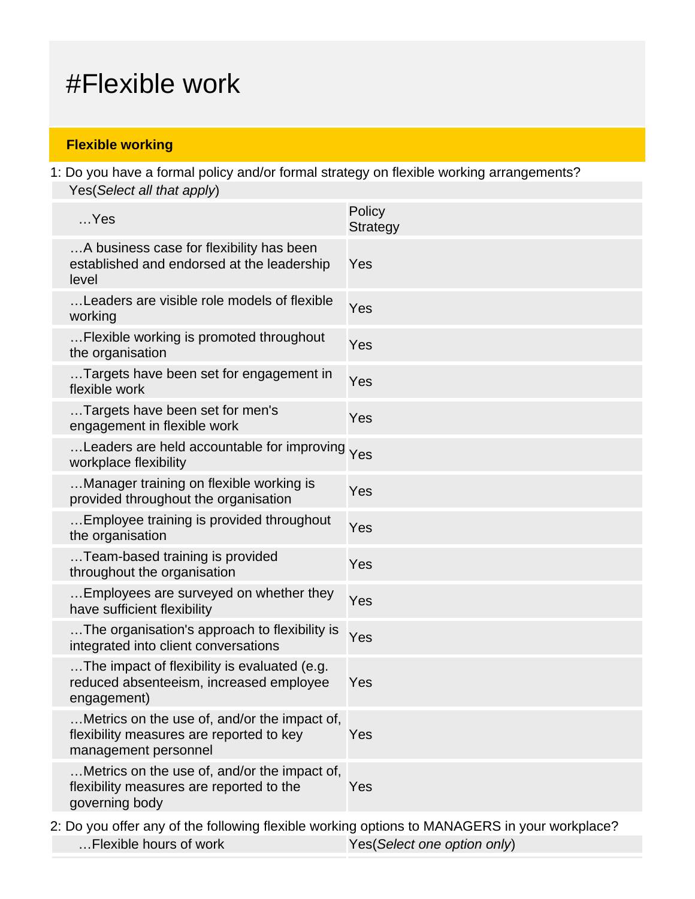# #Flexible work

## Flexible working

1: Do you have a formal policy and/or formal strategy on flexible working arrangements?

Yes(*Select all that apply*)

| …Yes | Policy<br>Strategy |
|---|---|
| …A business case for flexibility has been established and endorsed at the leadership level | Yes |
| …Leaders are visible role models of flexible working | Yes |
| …Flexible working is promoted throughout the organisation | Yes |
| …Targets have been set for engagement in flexible work | Yes |
| …Targets have been set for men's engagement in flexible work | Yes |
| …Leaders are held accountable for improving workplace flexibility | Yes |
| …Manager training on flexible working is provided throughout the organisation | Yes |
| …Employee training is provided throughout the organisation | Yes |
| …Team-based training is provided throughout the organisation | Yes |
| …Employees are surveyed on whether they have sufficient flexibility | Yes |
| …The organisation's approach to flexibility is integrated into client conversations | Yes |
| …The impact of flexibility is evaluated (e.g. reduced absenteeism, increased employee engagement) | Yes |
| …Metrics on the use of, and/or the impact of, flexibility measures are reported to key management personnel | Yes |
| …Metrics on the use of, and/or the impact of, flexibility measures are reported to the governing body | Yes |

2: Do you offer any of the following flexible working options to MANAGERS in your workplace?

| …Flexible hours of work | Yes(*Select one option only*) |
|---|---|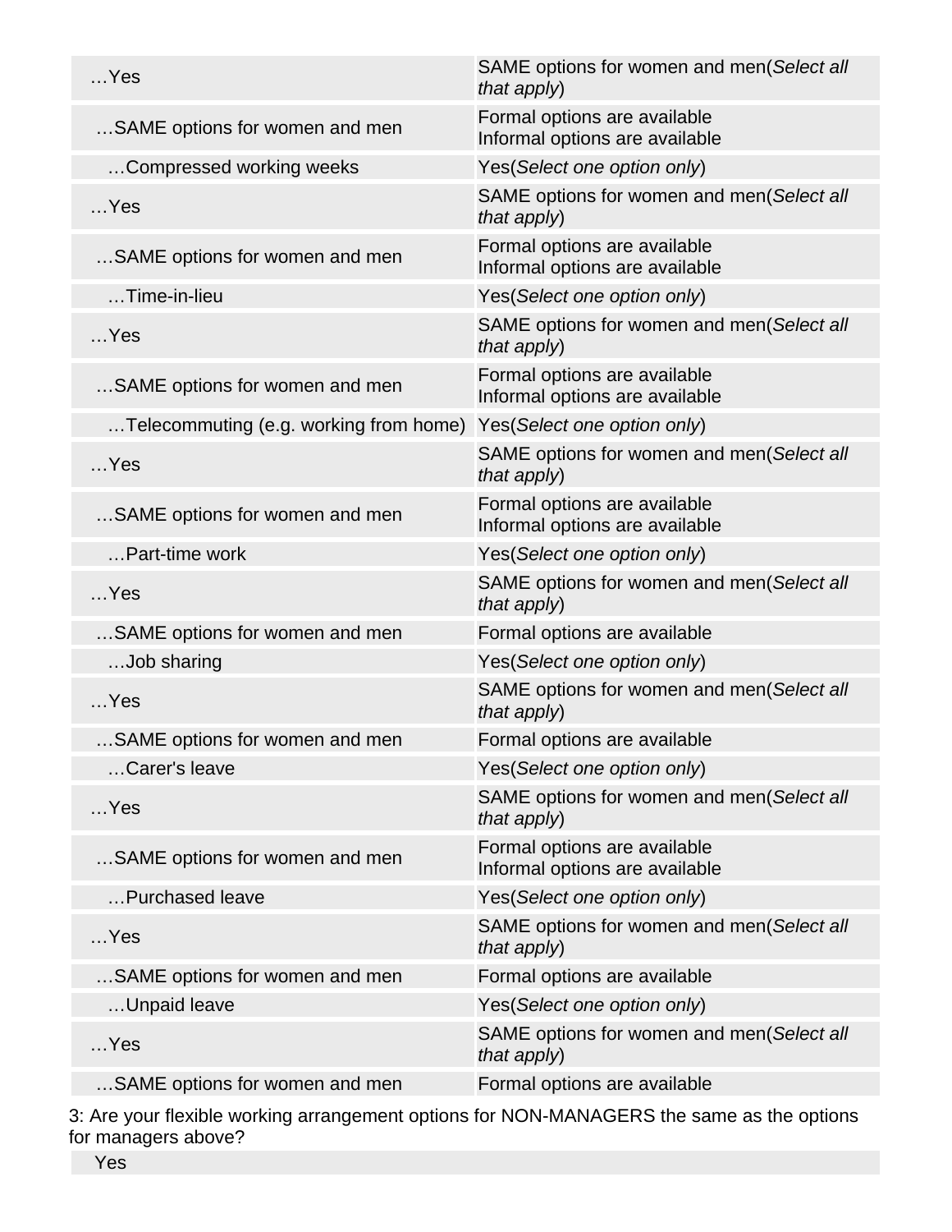| | |
|---|---|
| …Yes | SAME options for women and men(*Select all that apply*) |
| …SAME options for women and men | Formal options are available<br>Informal options are available |
| …Compressed working weeks | Yes(*Select one option only*) |
| …Yes | SAME options for women and men(*Select all that apply*) |
| …SAME options for women and men | Formal options are available<br>Informal options are available |
| …Time-in-lieu | Yes(*Select one option only*) |
| …Yes | SAME options for women and men(*Select all that apply*) |
| …SAME options for women and men | Formal options are available<br>Informal options are available |
| …Telecommuting (e.g. working from home) | Yes(*Select one option only*) |
| …Yes | SAME options for women and men(*Select all that apply*) |
| …SAME options for women and men | Formal options are available<br>Informal options are available |
| …Part-time work | Yes(*Select one option only*) |
| …Yes | SAME options for women and men(*Select all that apply*) |
| …SAME options for women and men | Formal options are available |
| …Job sharing | Yes(*Select one option only*) |
| …Yes | SAME options for women and men(*Select all that apply*) |
| …SAME options for women and men | Formal options are available |
| …Carer's leave | Yes(*Select one option only*) |
| …Yes | SAME options for women and men(*Select all that apply*) |
| …SAME options for women and men | Formal options are available<br>Informal options are available |
| …Purchased leave | Yes(*Select one option only*) |
| …Yes | SAME options for women and men(*Select all that apply*) |
| …SAME options for women and men | Formal options are available |
| …Unpaid leave | Yes(*Select one option only*) |
| …Yes | SAME options for women and men(*Select all that apply*) |
| …SAME options for women and men | Formal options are available |

3: Are your flexible working arrangement options for NON-MANAGERS the same as the options for managers above?

Yes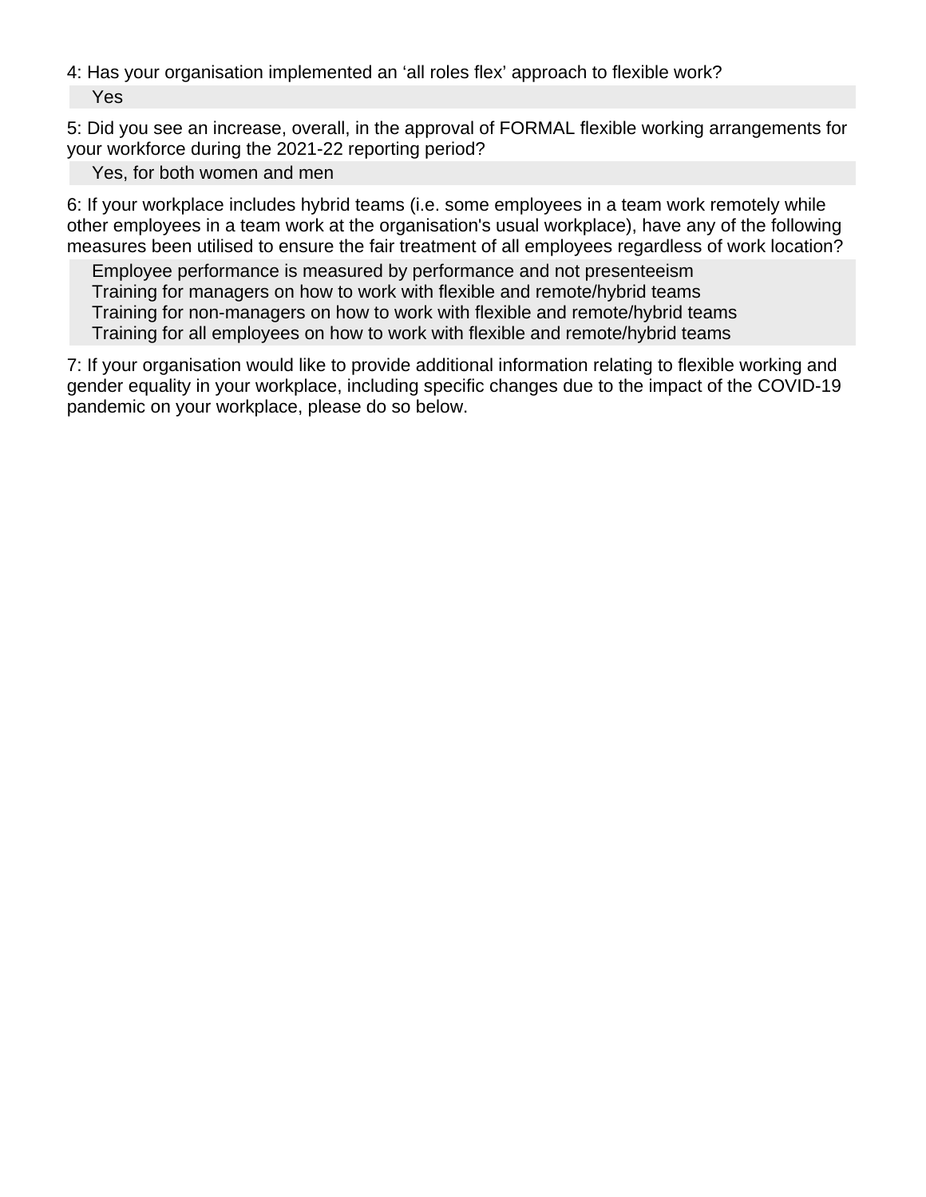4: Has your organisation implemented an ‘all roles flex’ approach to flexible work?

Yes

5: Did you see an increase, overall, in the approval of FORMAL flexible working arrangements for your workforce during the 2021-22 reporting period?

Yes, for both women and men

6: If your workplace includes hybrid teams (i.e. some employees in a team work remotely while other employees in a team work at the organisation's usual workplace), have any of the following measures been utilised to ensure the fair treatment of all employees regardless of work location?

Employee performance is measured by performance and not presenteeism
Training for managers on how to work with flexible and remote/hybrid teams
Training for non-managers on how to work with flexible and remote/hybrid teams
Training for all employees on how to work with flexible and remote/hybrid teams

7: If your organisation would like to provide additional information relating to flexible working and gender equality in your workplace, including specific changes due to the impact of the COVID-19 pandemic on your workplace, please do so below.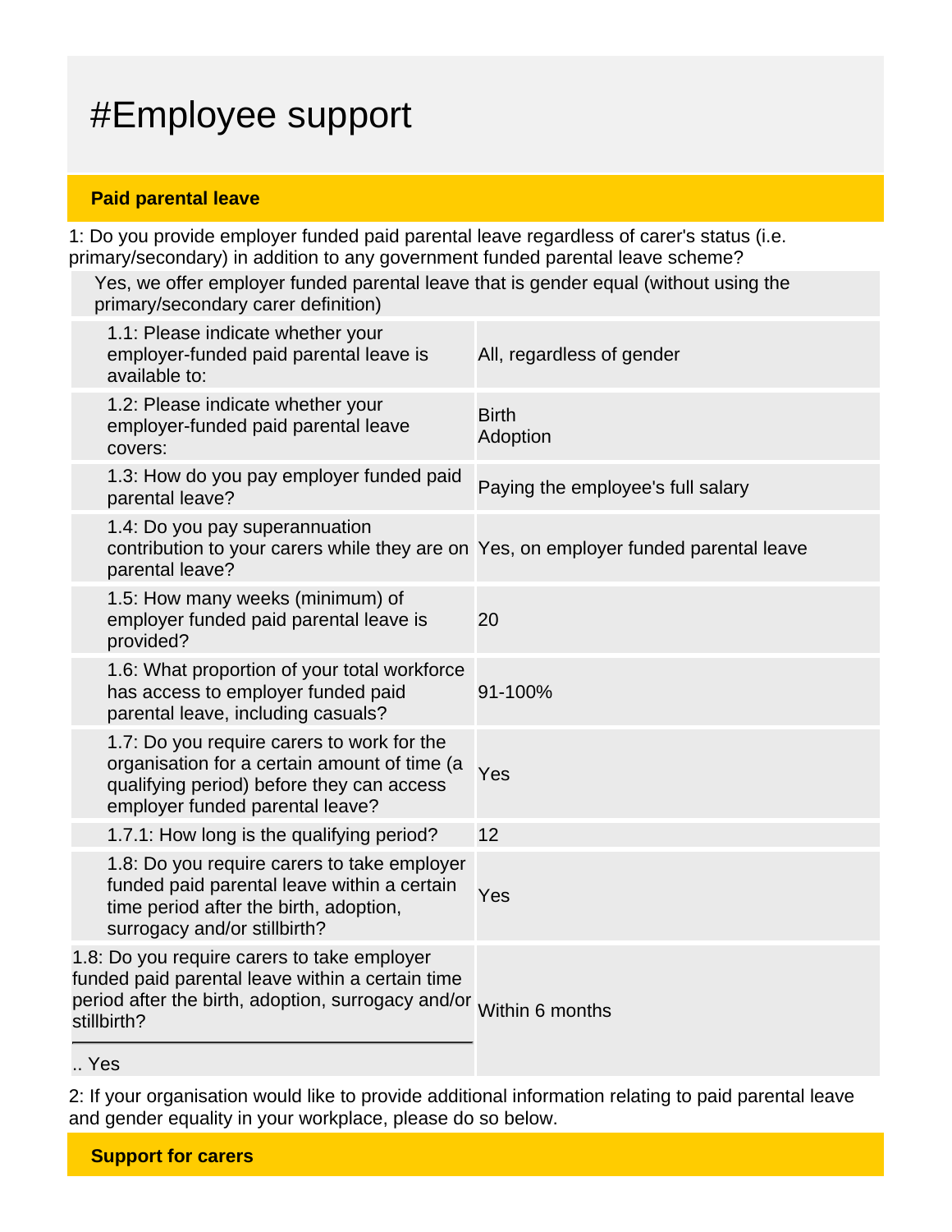# #Employee support

**Paid parental leave**

1: Do you provide employer funded paid parental leave regardless of carer's status (i.e. primary/secondary) in addition to any government funded parental leave scheme?

Yes, we offer employer funded parental leave that is gender equal (without using the primary/secondary carer definition)

| Question | Response |
|---|---|
| 1.1: Please indicate whether your employer-funded paid parental leave is available to: | All, regardless of gender |
| 1.2: Please indicate whether your employer-funded paid parental leave covers: | Birth<br>Adoption |
| 1.3: How do you pay employer funded paid parental leave? | Paying the employee's full salary |
| 1.4: Do you pay superannuation contribution to your carers while they are on parental leave? | Yes, on employer funded parental leave |
| 1.5: How many weeks (minimum) of employer funded paid parental leave is provided? | 20 |
| 1.6: What proportion of your total workforce has access to employer funded paid parental leave, including casuals? | 91-100% |
| 1.7: Do you require carers to work for the organisation for a certain amount of time (a qualifying period) before they can access employer funded parental leave? | Yes |
| 1.7.1: How long is the qualifying period? | 12 |
| 1.8: Do you require carers to take employer funded paid parental leave within a certain time period after the birth, adoption, surrogacy and/or stillbirth? | Yes |
| 1.8: Do you require carers to take employer funded paid parental leave within a certain time period after the birth, adoption, surrogacy and/or stillbirth?<br>.. Yes | Within 6 months |

2: If your organisation would like to provide additional information relating to paid parental leave and gender equality in your workplace, please do so below.

**Support for carers**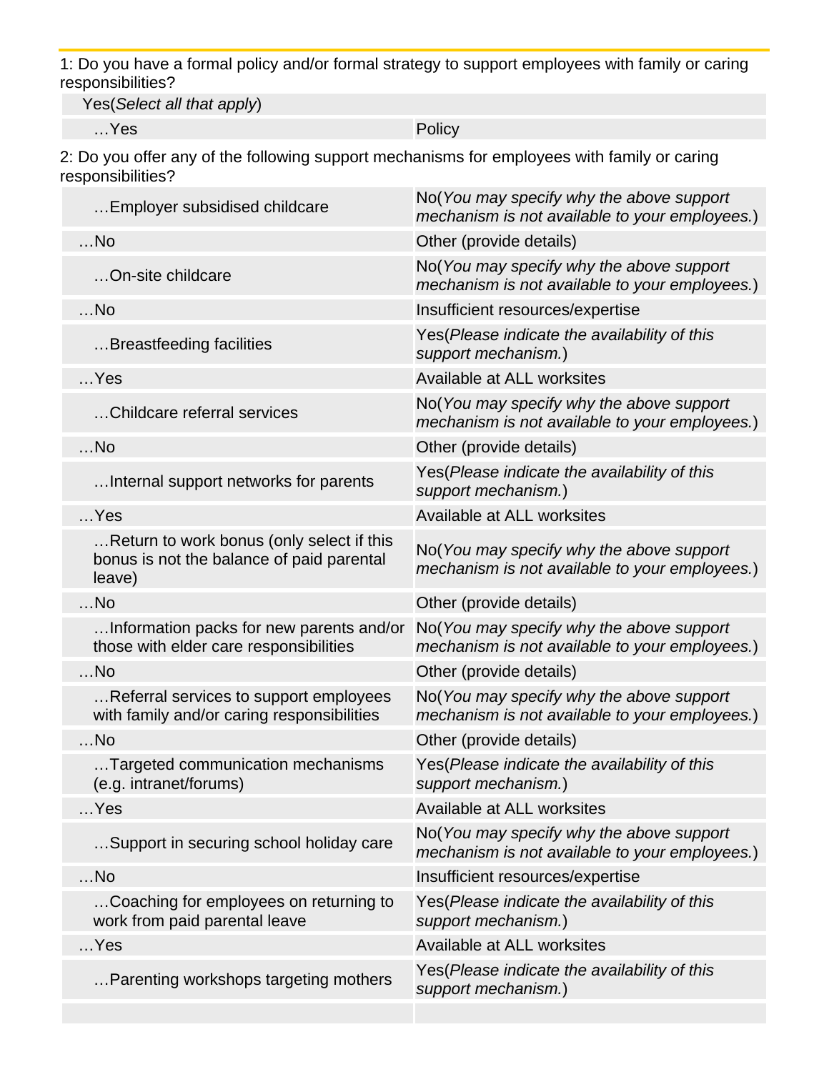1: Do you have a formal policy and/or formal strategy to support employees with family or caring responsibilities?

| Yes(*Select all that apply*) | |
|---|---|
| …Yes | Policy |

2: Do you offer any of the following support mechanisms for employees with family or caring responsibilities?

| | |
|---|---|
| …Employer subsidised childcare | No(*You may specify why the above support mechanism is not available to your employees.*) |
| …No | Other (provide details) |
| …On-site childcare | No(*You may specify why the above support mechanism is not available to your employees.*) |
| …No | Insufficient resources/expertise |
| …Breastfeeding facilities | Yes(*Please indicate the availability of this support mechanism.*) |
| …Yes | Available at ALL worksites |
| …Childcare referral services | No(*You may specify why the above support mechanism is not available to your employees.*) |
| …No | Other (provide details) |
| …Internal support networks for parents | Yes(*Please indicate the availability of this support mechanism.*) |
| …Yes | Available at ALL worksites |
| …Return to work bonus (only select if this bonus is not the balance of paid parental leave) | No(*You may specify why the above support mechanism is not available to your employees.*) |
| …No | Other (provide details) |
| …Information packs for new parents and/or those with elder care responsibilities | No(*You may specify why the above support mechanism is not available to your employees.*) |
| …No | Other (provide details) |
| …Referral services to support employees with family and/or caring responsibilities | No(*You may specify why the above support mechanism is not available to your employees.*) |
| …No | Other (provide details) |
| …Targeted communication mechanisms (e.g. intranet/forums) | Yes(*Please indicate the availability of this support mechanism.*) |
| …Yes | Available at ALL worksites |
| …Support in securing school holiday care | No(*You may specify why the above support mechanism is not available to your employees.*) |
| …No | Insufficient resources/expertise |
| …Coaching for employees on returning to work from paid parental leave | Yes(*Please indicate the availability of this support mechanism.*) |
| …Yes | Available at ALL worksites |
| …Parenting workshops targeting mothers | Yes(*Please indicate the availability of this support mechanism.*) |
| | |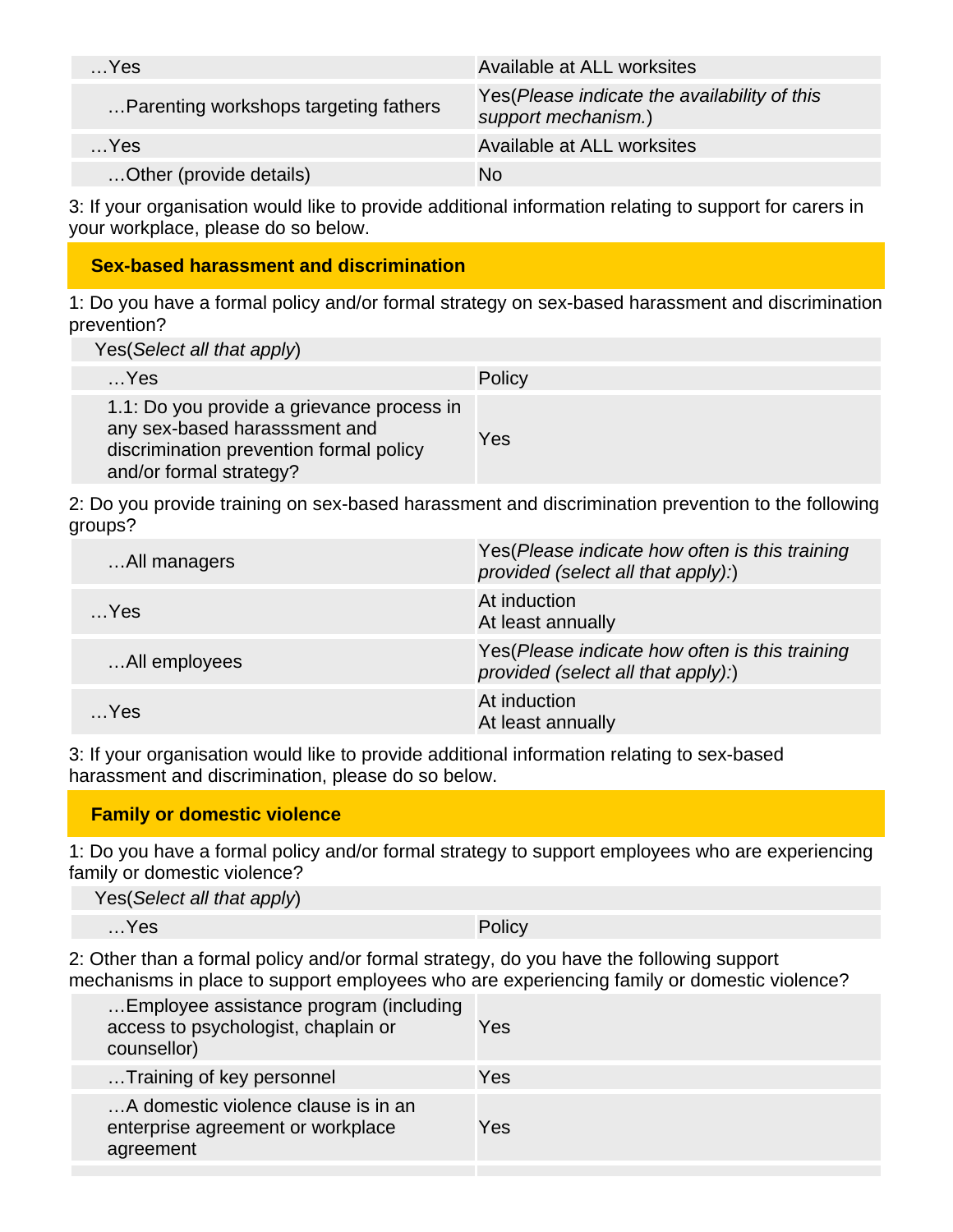| …Yes | Available at ALL worksites |
| --- | --- |
| …Parenting workshops targeting fathers | Yes(*Please indicate the availability of this support mechanism.*) |
| …Yes | Available at ALL worksites |
| …Other (provide details) | No |

3: If your organisation would like to provide additional information relating to support for carers in your workplace, please do so below.

## Sex-based harassment and discrimination

1: Do you have a formal policy and/or formal strategy on sex-based harassment and discrimination prevention?

| Yes(*Select all that apply*) | |
| --- | --- |
| …Yes | Policy |
| 1.1: Do you provide a grievance process in any sex-based harasssment and discrimination prevention formal policy and/or formal strategy? | Yes |

2: Do you provide training on sex-based harassment and discrimination prevention to the following groups?

| …All managers | Yes(*Please indicate how often is this training provided (select all that apply):*) |
| --- | --- |
| …Yes | At induction<br>At least annually |
| …All employees | Yes(*Please indicate how often is this training provided (select all that apply):*) |
| …Yes | At induction<br>At least annually |

3: If your organisation would like to provide additional information relating to sex-based harassment and discrimination, please do so below.

## Family or domestic violence

1: Do you have a formal policy and/or formal strategy to support employees who are experiencing family or domestic violence?

| Yes(*Select all that apply*) | |
| --- | --- |
| …Yes | Policy |

2: Other than a formal policy and/or formal strategy, do you have the following support mechanisms in place to support employees who are experiencing family or domestic violence?

| …Employee assistance program (including access to psychologist, chaplain or counsellor) | Yes |
| --- | --- |
| …Training of key personnel | Yes |
| …A domestic violence clause is in an enterprise agreement or workplace agreement | Yes |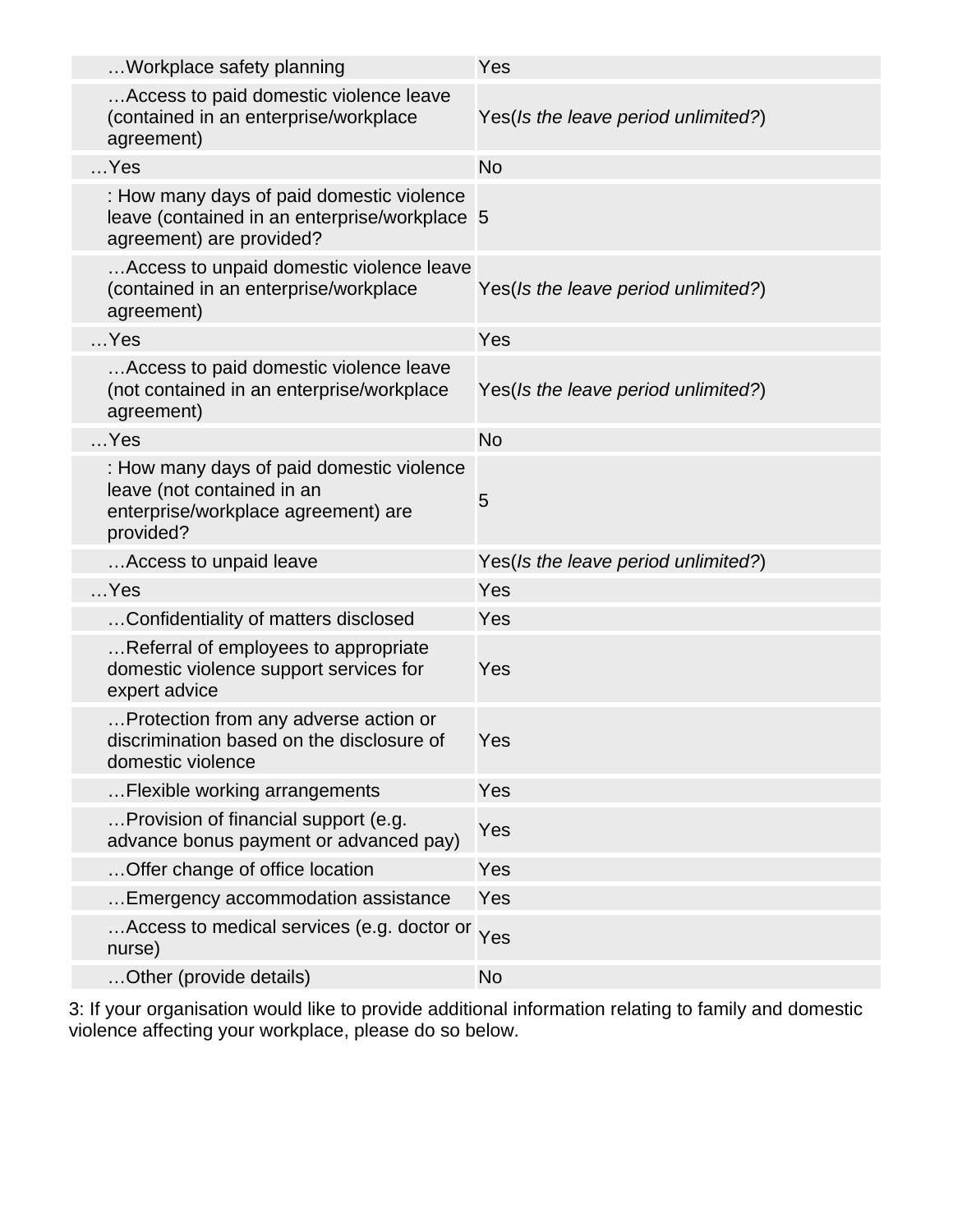| | |
|---|---|
| …Workplace safety planning | Yes |
| …Access to paid domestic violence leave (contained in an enterprise/workplace agreement) | Yes(*Is the leave period unlimited?*) |
| …Yes | No |
| : How many days of paid domestic violence leave (contained in an enterprise/workplace agreement) are provided? | 5 |
| …Access to unpaid domestic violence leave (contained in an enterprise/workplace agreement) | Yes(*Is the leave period unlimited?*) |
| …Yes | Yes |
| …Access to paid domestic violence leave (not contained in an enterprise/workplace agreement) | Yes(*Is the leave period unlimited?*) |
| …Yes | No |
| : How many days of paid domestic violence leave (not contained in an enterprise/workplace agreement) are provided? | 5 |
| …Access to unpaid leave | Yes(*Is the leave period unlimited?*) |
| …Yes | Yes |
| …Confidentiality of matters disclosed | Yes |
| …Referral of employees to appropriate domestic violence support services for expert advice | Yes |
| …Protection from any adverse action or discrimination based on the disclosure of domestic violence | Yes |
| …Flexible working arrangements | Yes |
| …Provision of financial support (e.g. advance bonus payment or advanced pay) | Yes |
| …Offer change of office location | Yes |
| …Emergency accommodation assistance | Yes |
| …Access to medical services (e.g. doctor or nurse) | Yes |
| …Other (provide details) | No |

3: If your organisation would like to provide additional information relating to family and domestic violence affecting your workplace, please do so below.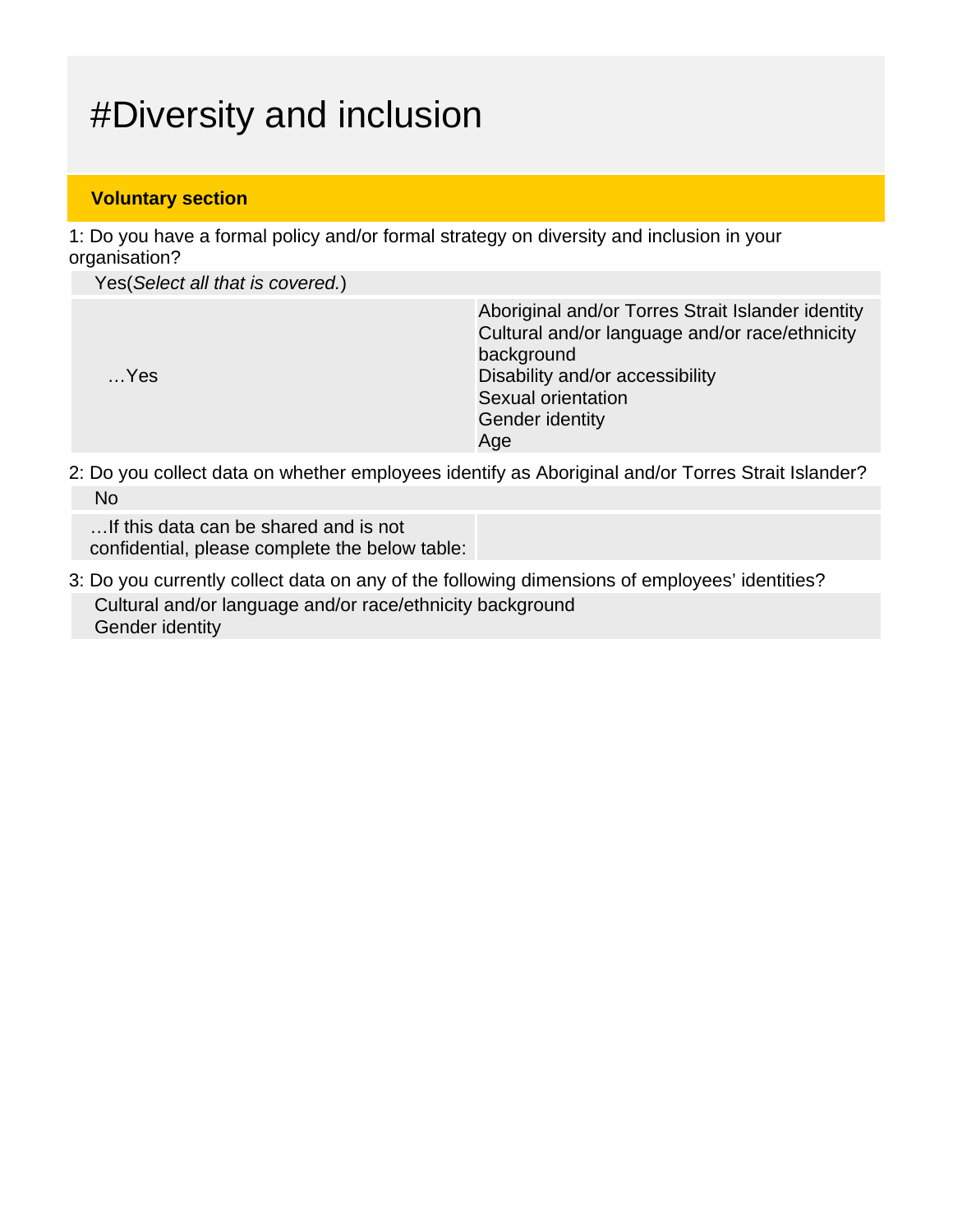# #Diversity and inclusion

**Voluntary section**

1: Do you have a formal policy and/or formal strategy on diversity and inclusion in your organisation?

Yes(*Select all that is covered.*)

| | |
|---|---|
| …Yes | Aboriginal and/or Torres Strait Islander identity<br>Cultural and/or language and/or race/ethnicity background<br>Disability and/or accessibility<br>Sexual orientation<br>Gender identity<br>Age |

2: Do you collect data on whether employees identify as Aboriginal and/or Torres Strait Islander?

No

| | |
|---|---|
| …If this data can be shared and is not confidential, please complete the below table: | |

3: Do you currently collect data on any of the following dimensions of employees' identities?

Cultural and/or language and/or race/ethnicity background
Gender identity